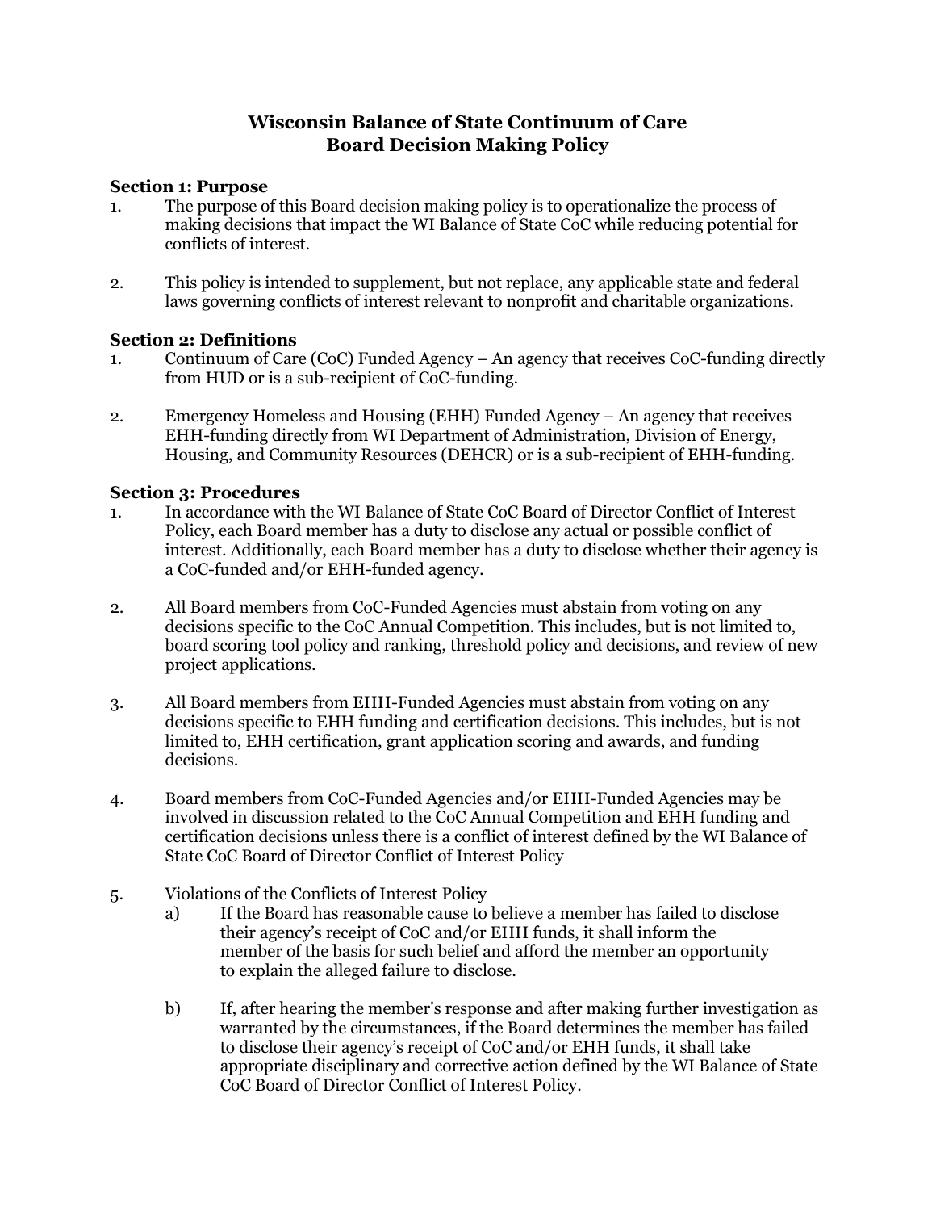# Wisconsin Balance of State Continuum of Care
# Board Decision Making Policy

### Section 1: Purpose

1. The purpose of this Board decision making policy is to operationalize the process of making decisions that impact the WI Balance of State CoC while reducing potential for conflicts of interest.

2. This policy is intended to supplement, but not replace, any applicable state and federal laws governing conflicts of interest relevant to nonprofit and charitable organizations.

### Section 2: Definitions

1. Continuum of Care (CoC) Funded Agency – An agency that receives CoC-funding directly from HUD or is a sub-recipient of CoC-funding.

2. Emergency Homeless and Housing (EHH) Funded Agency – An agency that receives EHH-funding directly from WI Department of Administration, Division of Energy, Housing, and Community Resources (DEHCR) or is a sub-recipient of EHH-funding.

### Section 3: Procedures

1. In accordance with the WI Balance of State CoC Board of Director Conflict of Interest Policy, each Board member has a duty to disclose any actual or possible conflict of interest. Additionally, each Board member has a duty to disclose whether their agency is a CoC-funded and/or EHH-funded agency.

2. All Board members from CoC-Funded Agencies must abstain from voting on any decisions specific to the CoC Annual Competition. This includes, but is not limited to, board scoring tool policy and ranking, threshold policy and decisions, and review of new project applications.

3. All Board members from EHH-Funded Agencies must abstain from voting on any decisions specific to EHH funding and certification decisions. This includes, but is not limited to, EHH certification, grant application scoring and awards, and funding decisions.

4. Board members from CoC-Funded Agencies and/or EHH-Funded Agencies may be involved in discussion related to the CoC Annual Competition and EHH funding and certification decisions unless there is a conflict of interest defined by the WI Balance of State CoC Board of Director Conflict of Interest Policy

5. Violations of the Conflicts of Interest Policy
   a) If the Board has reasonable cause to believe a member has failed to disclose their agency's receipt of CoC and/or EHH funds, it shall inform the member of the basis for such belief and afford the member an opportunity to explain the alleged failure to disclose.

   b) If, after hearing the member's response and after making further investigation as warranted by the circumstances, if the Board determines the member has failed to disclose their agency's receipt of CoC and/or EHH funds, it shall take appropriate disciplinary and corrective action defined by the WI Balance of State CoC Board of Director Conflict of Interest Policy.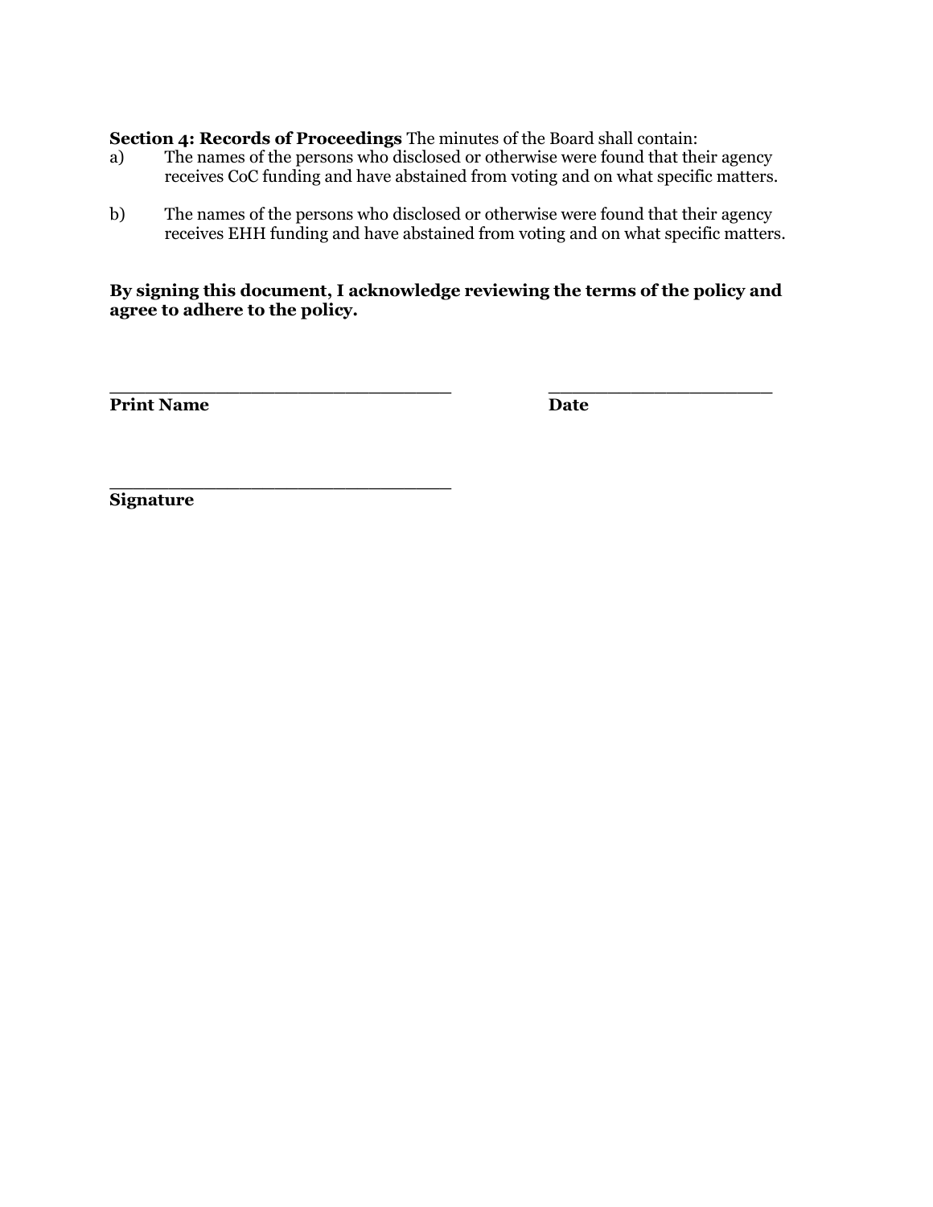**Section 4: Records of Proceedings** The minutes of the Board shall contain:

a) The names of the persons who disclosed or otherwise were found that their agency receives CoC funding and have abstained from voting and on what specific matters.

b) The names of the persons who disclosed or otherwise were found that their agency receives EHH funding and have abstained from voting and on what specific matters.

**By signing this document, I acknowledge reviewing the terms of the policy and agree to adhere to the policy.**

______________________________ ____________________

**Print Name** **Date**

______________________________

**Signature**